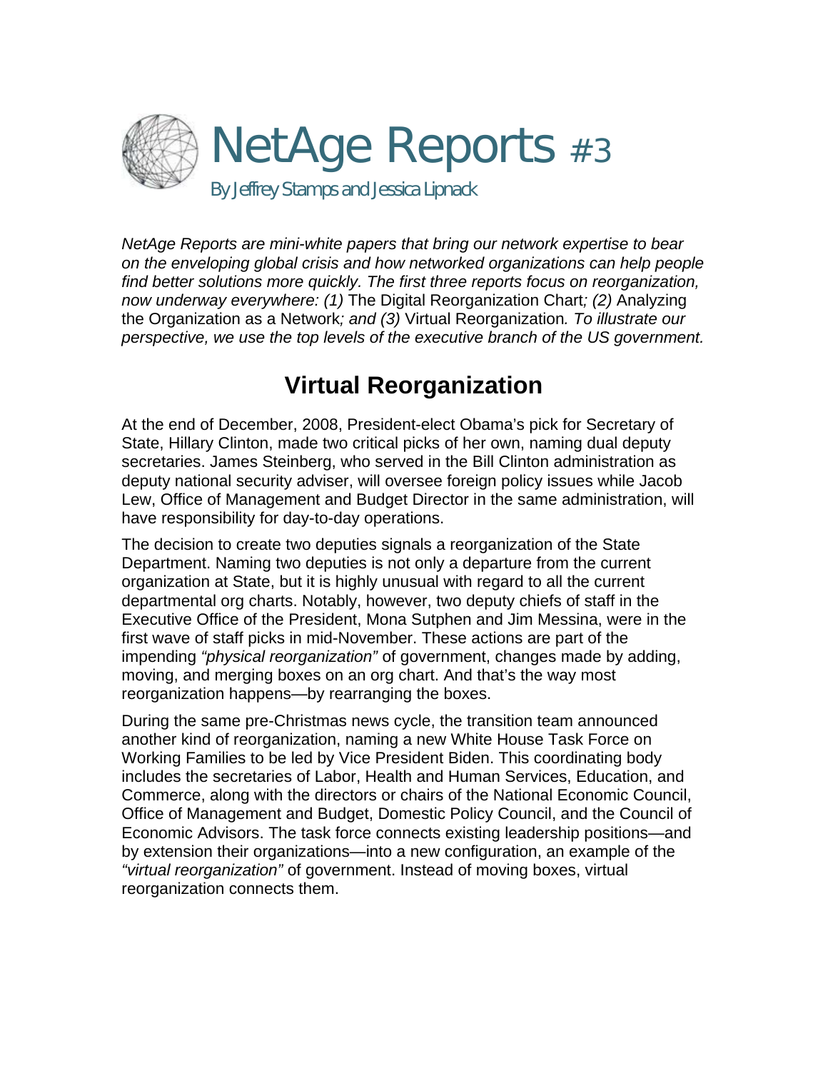# NetAge Reports #3

By Jeffrey Stamps and Jessica Lipnack

*NetAge Reports are mini-white papers that bring our network expertise to bear on the enveloping global crisis and how networked organizations can help people find better solutions more quickly. The first three reports focus on reorganization, now underway everywhere: (1)* The Digital Reorganization Chart*; (2)* Analyzing the Organization as a Network*; and (3)* Virtual Reorganization*. To illustrate our perspective, we use the top levels of the executive branch of the US government.*

## Virtual Reorganization

At the end of December, 2008, President-elect Obama's pick for Secretary of State, Hillary Clinton, made two critical picks of her own, naming dual deputy secretaries. James Steinberg, who served in the Bill Clinton administration as deputy national security adviser, will oversee foreign policy issues while Jacob Lew, Office of Management and Budget Director in the same administration, will have responsibility for day-to-day operations.

The decision to create two deputies signals a reorganization of the State Department. Naming two deputies is not only a departure from the current organization at State, but it is highly unusual with regard to all the current departmental org charts. Notably, however, two deputy chiefs of staff in the Executive Office of the President, Mona Sutphen and Jim Messina, were in the first wave of staff picks in mid-November. These actions are part of the impending *"physical reorganization"* of government, changes made by adding, moving, and merging boxes on an org chart. And that's the way most reorganization happens—by rearranging the boxes.

During the same pre-Christmas news cycle, the transition team announced another kind of reorganization, naming a new White House Task Force on Working Families to be led by Vice President Biden. This coordinating body includes the secretaries of Labor, Health and Human Services, Education, and Commerce, along with the directors or chairs of the National Economic Council, Office of Management and Budget, Domestic Policy Council, and the Council of Economic Advisors. The task force connects existing leadership positions—and by extension their organizations—into a new configuration, an example of the *"virtual reorganization"* of government. Instead of moving boxes, virtual reorganization connects them.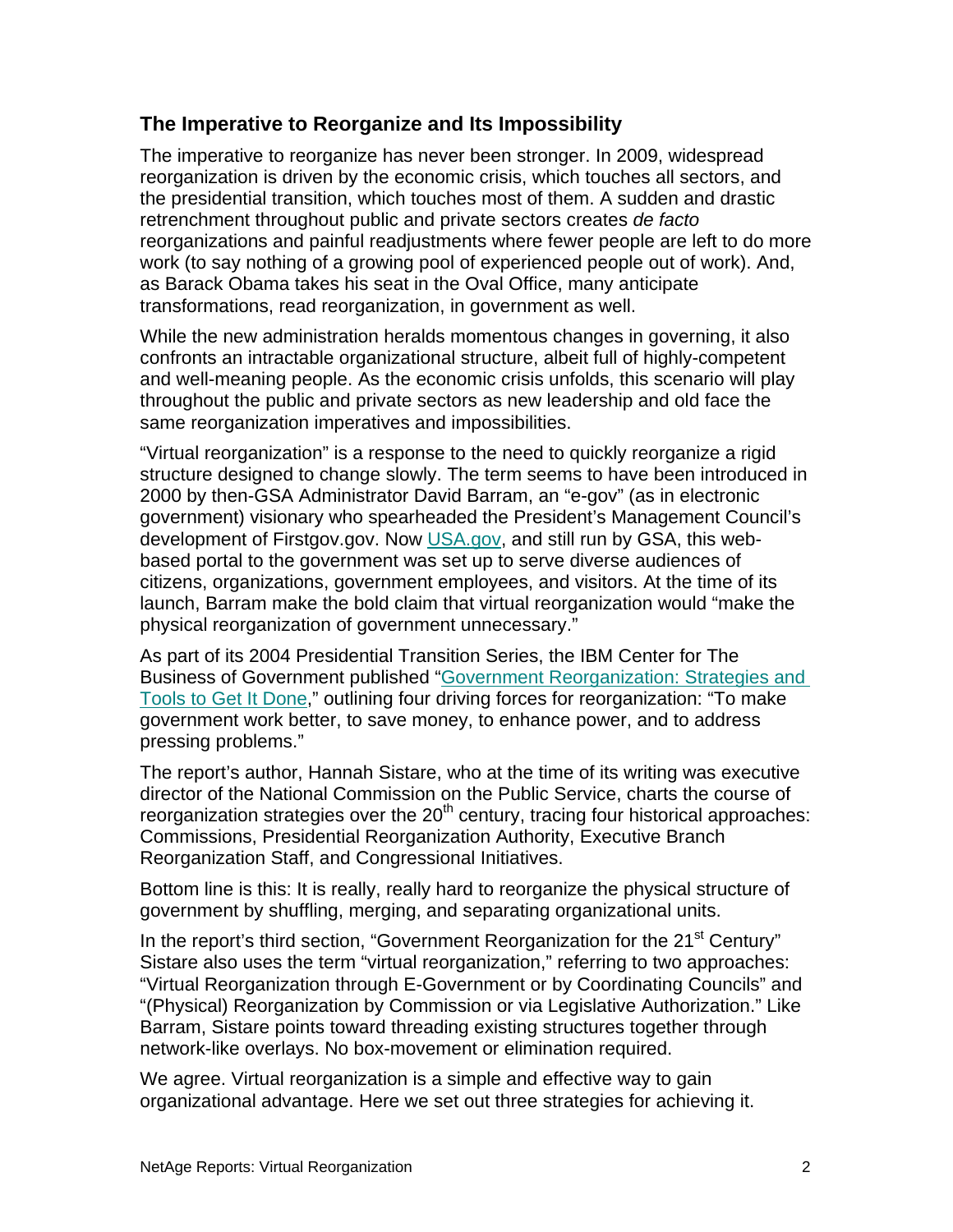## The Imperative to Reorganize and Its Impossibility

The imperative to reorganize has never been stronger. In 2009, widespread reorganization is driven by the economic crisis, which touches all sectors, and the presidential transition, which touches most of them. A sudden and drastic retrenchment throughout public and private sectors creates *de facto* reorganizations and painful readjustments where fewer people are left to do more work (to say nothing of a growing pool of experienced people out of work). And, as Barack Obama takes his seat in the Oval Office, many anticipate transformations, read reorganization, in government as well.

While the new administration heralds momentous changes in governing, it also confronts an intractable organizational structure, albeit full of highly-competent and well-meaning people. As the economic crisis unfolds, this scenario will play throughout the public and private sectors as new leadership and old face the same reorganization imperatives and impossibilities.

"Virtual reorganization" is a response to the need to quickly reorganize a rigid structure designed to change slowly. The term seems to have been introduced in 2000 by then-GSA Administrator David Barram, an "e-gov" (as in electronic government) visionary who spearheaded the President's Management Council's development of Firstgov.gov. Now USA.gov, and still run by GSA, this web-based portal to the government was set up to serve diverse audiences of citizens, organizations, government employees, and visitors. At the time of its launch, Barram make the bold claim that virtual reorganization would "make the physical reorganization of government unnecessary."

As part of its 2004 Presidential Transition Series, the IBM Center for The Business of Government published "Government Reorganization: Strategies and Tools to Get It Done," outlining four driving forces for reorganization: "To make government work better, to save money, to enhance power, and to address pressing problems."

The report's author, Hannah Sistare, who at the time of its writing was executive director of the National Commission on the Public Service, charts the course of reorganization strategies over the 20th century, tracing four historical approaches: Commissions, Presidential Reorganization Authority, Executive Branch Reorganization Staff, and Congressional Initiatives.

Bottom line is this: It is really, really hard to reorganize the physical structure of government by shuffling, merging, and separating organizational units.

In the report's third section, "Government Reorganization for the 21st Century" Sistare also uses the term "virtual reorganization," referring to two approaches: "Virtual Reorganization through E-Government or by Coordinating Councils" and "(Physical) Reorganization by Commission or via Legislative Authorization." Like Barram, Sistare points toward threading existing structures together through network-like overlays. No box-movement or elimination required.

We agree. Virtual reorganization is a simple and effective way to gain organizational advantage. Here we set out three strategies for achieving it.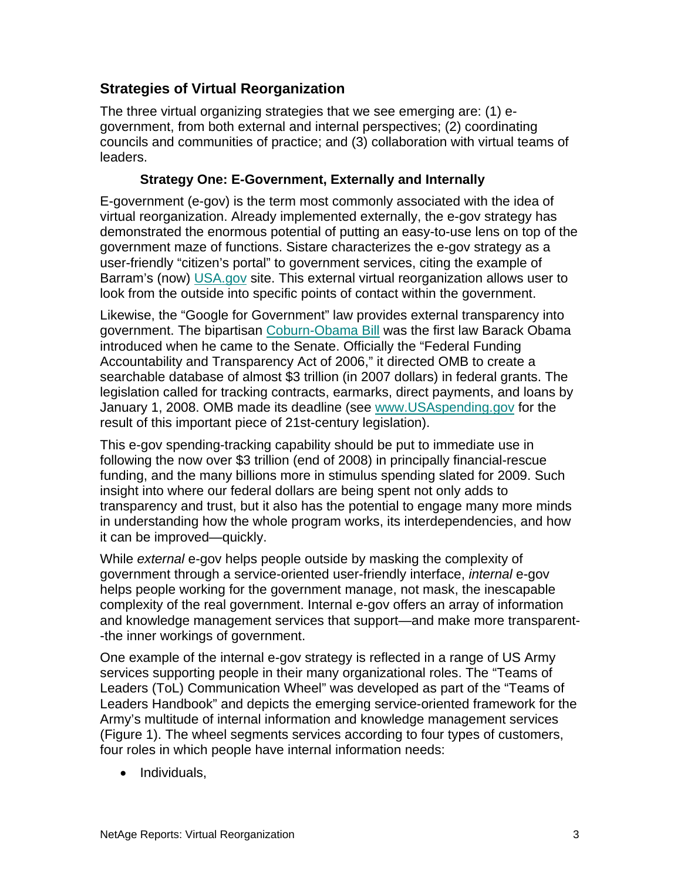## Strategies of Virtual Reorganization

The three virtual organizing strategies that we see emerging are: (1) e-government, from both external and internal perspectives; (2) coordinating councils and communities of practice; and (3) collaboration with virtual teams of leaders.

### Strategy One: E-Government, Externally and Internally

E-government (e-gov) is the term most commonly associated with the idea of virtual reorganization. Already implemented externally, the e-gov strategy has demonstrated the enormous potential of putting an easy-to-use lens on top of the government maze of functions. Sistare characterizes the e-gov strategy as a user-friendly "citizen's portal" to government services, citing the example of Barram's (now) USA.gov site. This external virtual reorganization allows user to look from the outside into specific points of contact within the government.

Likewise, the "Google for Government" law provides external transparency into government. The bipartisan Coburn-Obama Bill was the first law Barack Obama introduced when he came to the Senate. Officially the "Federal Funding Accountability and Transparency Act of 2006," it directed OMB to create a searchable database of almost $3 trillion (in 2007 dollars) in federal grants. The legislation called for tracking contracts, earmarks, direct payments, and loans by January 1, 2008. OMB made its deadline (see www.USAspending.gov for the result of this important piece of 21st-century legislation).

This e-gov spending-tracking capability should be put to immediate use in following the now over $3 trillion (end of 2008) in principally financial-rescue funding, and the many billions more in stimulus spending slated for 2009. Such insight into where our federal dollars are being spent not only adds to transparency and trust, but it also has the potential to engage many more minds in understanding how the whole program works, its interdependencies, and how it can be improved—quickly.

While *external* e-gov helps people outside by masking the complexity of government through a service-oriented user-friendly interface, *internal* e-gov helps people working for the government manage, not mask, the inescapable complexity of the real government. Internal e-gov offers an array of information and knowledge management services that support—and make more transparent--the inner workings of government.

One example of the internal e-gov strategy is reflected in a range of US Army services supporting people in their many organizational roles. The "Teams of Leaders (ToL) Communication Wheel" was developed as part of the "Teams of Leaders Handbook" and depicts the emerging service-oriented framework for the Army's multitude of internal information and knowledge management services (Figure 1). The wheel segments services according to four types of customers, four roles in which people have internal information needs:

- Individuals,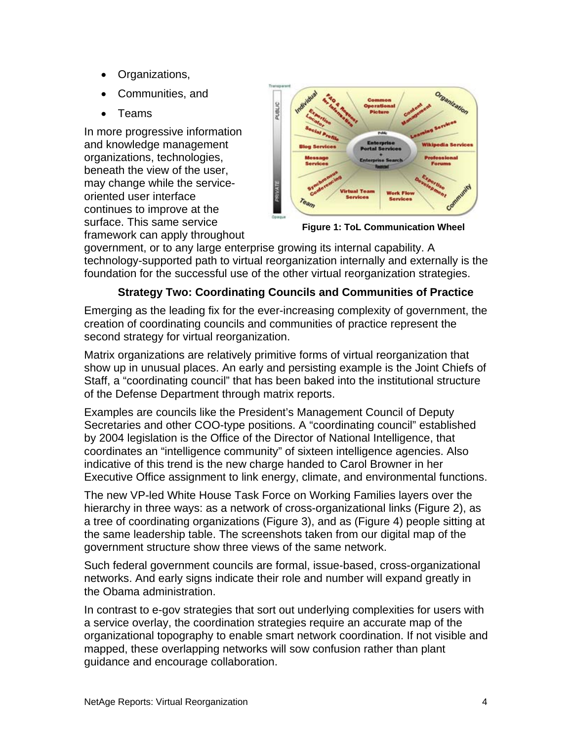- Organizations,
- Communities, and
- Teams

In more progressive information and knowledge management organizations, technologies, beneath the view of the user, may change while the service-oriented user interface continues to improve at the surface. This same service framework can apply throughout government, or to any large enterprise growing its internal capability. A technology-supported path to virtual reorganization internally and externally is the foundation for the successful use of the other virtual reorganization strategies.

**Figure 1: ToL Communication Wheel**

### Strategy Two: Coordinating Councils and Communities of Practice

Emerging as the leading fix for the ever-increasing complexity of government, the creation of coordinating councils and communities of practice represent the second strategy for virtual reorganization.

Matrix organizations are relatively primitive forms of virtual reorganization that show up in unusual places. An early and persisting example is the Joint Chiefs of Staff, a "coordinating council" that has been baked into the institutional structure of the Defense Department through matrix reports.

Examples are councils like the President's Management Council of Deputy Secretaries and other COO-type positions. A "coordinating council" established by 2004 legislation is the Office of the Director of National Intelligence, that coordinates an "intelligence community" of sixteen intelligence agencies. Also indicative of this trend is the new charge handed to Carol Browner in her Executive Office assignment to link energy, climate, and environmental functions.

The new VP-led White House Task Force on Working Families layers over the hierarchy in three ways: as a network of cross-organizational links (Figure 2), as a tree of coordinating organizations (Figure 3), and as (Figure 4) people sitting at the same leadership table. The screenshots taken from our digital map of the government structure show three views of the same network.

Such federal government councils are formal, issue-based, cross-organizational networks. And early signs indicate their role and number will expand greatly in the Obama administration.

In contrast to e-gov strategies that sort out underlying complexities for users with a service overlay, the coordination strategies require an accurate map of the organizational topography to enable smart network coordination. If not visible and mapped, these overlapping networks will sow confusion rather than plant guidance and encourage collaboration.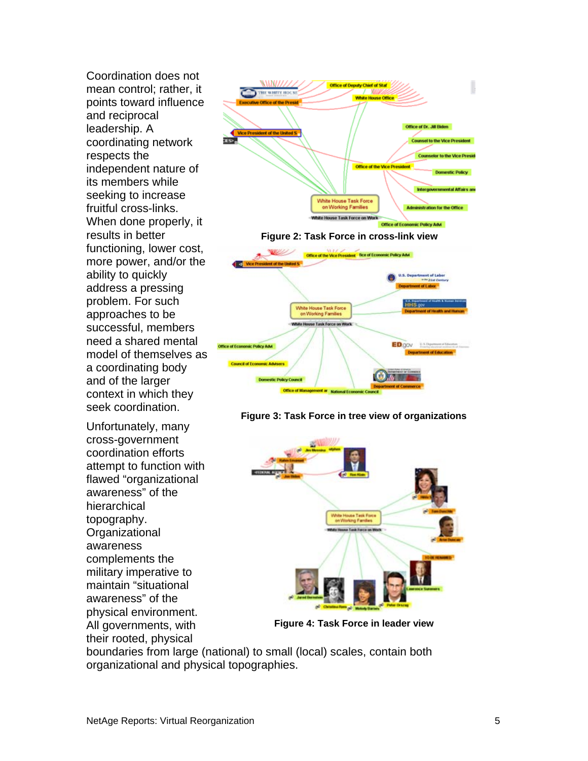Coordination does not mean control; rather, it points toward influence and reciprocal leadership. A coordinating network respects the independent nature of its members while seeking to increase fruitful cross-links. When done properly, it results in better functioning, lower cost, more power, and/or the ability to quickly address a pressing problem. For such approaches to be successful, members need a shared mental model of themselves as a coordinating body and of the larger context in which they seek coordination.

**Figure 2: Task Force in cross-link view**

**Figure 3: Task Force in tree view of organizations**

**Figure 4: Task Force in leader view**

Unfortunately, many cross-government coordination efforts attempt to function with flawed "organizational awareness" of the hierarchical topography. Organizational awareness complements the military imperative to maintain "situational awareness" of the physical environment. All governments, with their rooted, physical boundaries from large (national) to small (local) scales, contain both organizational and physical topographies.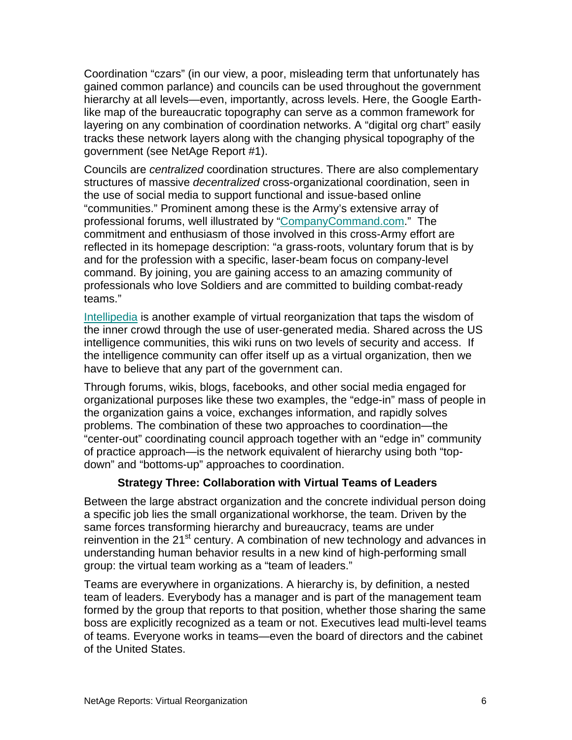Coordination "czars" (in our view, a poor, misleading term that unfortunately has gained common parlance) and councils can be used throughout the government hierarchy at all levels—even, importantly, across levels. Here, the Google Earth-like map of the bureaucratic topography can serve as a common framework for layering on any combination of coordination networks. A "digital org chart" easily tracks these network layers along with the changing physical topography of the government (see NetAge Report #1).

Councils are *centralized* coordination structures. There are also complementary structures of massive *decentralized* cross-organizational coordination, seen in the use of social media to support functional and issue-based online "communities." Prominent among these is the Army's extensive array of professional forums, well illustrated by "CompanyCommand.com." The commitment and enthusiasm of those involved in this cross-Army effort are reflected in its homepage description: "a grass-roots, voluntary forum that is by and for the profession with a specific, laser-beam focus on company-level command. By joining, you are gaining access to an amazing community of professionals who love Soldiers and are committed to building combat-ready teams."

Intellipedia is another example of virtual reorganization that taps the wisdom of the inner crowd through the use of user-generated media. Shared across the US intelligence communities, this wiki runs on two levels of security and access. If the intelligence community can offer itself up as a virtual organization, then we have to believe that any part of the government can.

Through forums, wikis, blogs, facebooks, and other social media engaged for organizational purposes like these two examples, the "edge-in" mass of people in the organization gains a voice, exchanges information, and rapidly solves problems. The combination of these two approaches to coordination—the "center-out" coordinating council approach together with an "edge in" community of practice approach—is the network equivalent of hierarchy using both "top-down" and "bottoms-up" approaches to coordination.

### Strategy Three: Collaboration with Virtual Teams of Leaders

Between the large abstract organization and the concrete individual person doing a specific job lies the small organizational workhorse, the team. Driven by the same forces transforming hierarchy and bureaucracy, teams are under reinvention in the 21st century. A combination of new technology and advances in understanding human behavior results in a new kind of high-performing small group: the virtual team working as a "team of leaders."

Teams are everywhere in organizations. A hierarchy is, by definition, a nested team of leaders. Everybody has a manager and is part of the management team formed by the group that reports to that position, whether those sharing the same boss are explicitly recognized as a team or not. Executives lead multi-level teams of teams. Everyone works in teams—even the board of directors and the cabinet of the United States.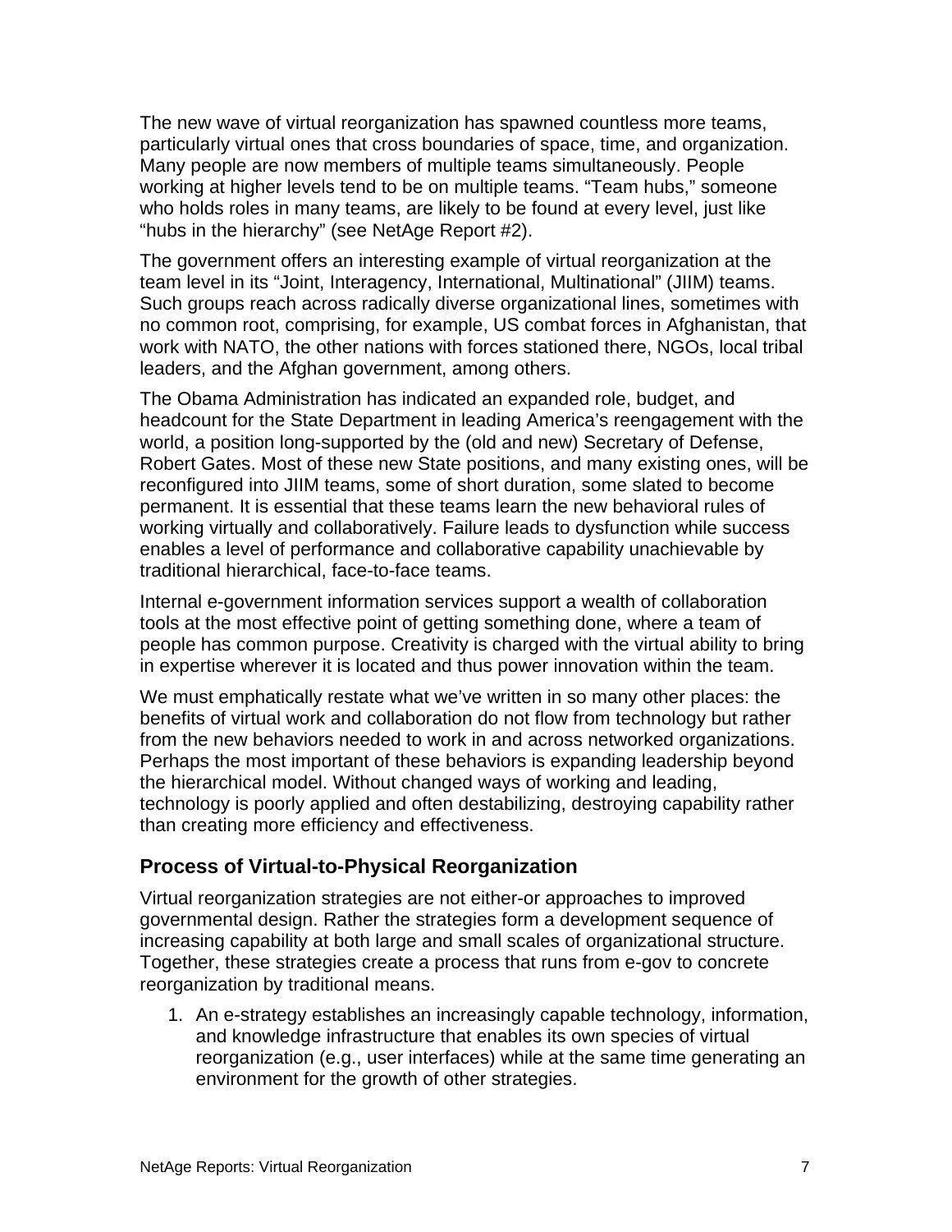The new wave of virtual reorganization has spawned countless more teams, particularly virtual ones that cross boundaries of space, time, and organization. Many people are now members of multiple teams simultaneously. People working at higher levels tend to be on multiple teams. "Team hubs," someone who holds roles in many teams, are likely to be found at every level, just like "hubs in the hierarchy" (see NetAge Report #2).

The government offers an interesting example of virtual reorganization at the team level in its "Joint, Interagency, International, Multinational" (JIIM) teams. Such groups reach across radically diverse organizational lines, sometimes with no common root, comprising, for example, US combat forces in Afghanistan, that work with NATO, the other nations with forces stationed there, NGOs, local tribal leaders, and the Afghan government, among others.

The Obama Administration has indicated an expanded role, budget, and headcount for the State Department in leading America's reengagement with the world, a position long-supported by the (old and new) Secretary of Defense, Robert Gates. Most of these new State positions, and many existing ones, will be reconfigured into JIIM teams, some of short duration, some slated to become permanent. It is essential that these teams learn the new behavioral rules of working virtually and collaboratively. Failure leads to dysfunction while success enables a level of performance and collaborative capability unachievable by traditional hierarchical, face-to-face teams.

Internal e-government information services support a wealth of collaboration tools at the most effective point of getting something done, where a team of people has common purpose. Creativity is charged with the virtual ability to bring in expertise wherever it is located and thus power innovation within the team.

We must emphatically restate what we've written in so many other places: the benefits of virtual work and collaboration do not flow from technology but rather from the new behaviors needed to work in and across networked organizations. Perhaps the most important of these behaviors is expanding leadership beyond the hierarchical model. Without changed ways of working and leading, technology is poorly applied and often destabilizing, destroying capability rather than creating more efficiency and effectiveness.

## Process of Virtual-to-Physical Reorganization

Virtual reorganization strategies are not either-or approaches to improved governmental design. Rather the strategies form a development sequence of increasing capability at both large and small scales of organizational structure. Together, these strategies create a process that runs from e-gov to concrete reorganization by traditional means.

1. An e-strategy establishes an increasingly capable technology, information, and knowledge infrastructure that enables its own species of virtual reorganization (e.g., user interfaces) while at the same time generating an environment for the growth of other strategies.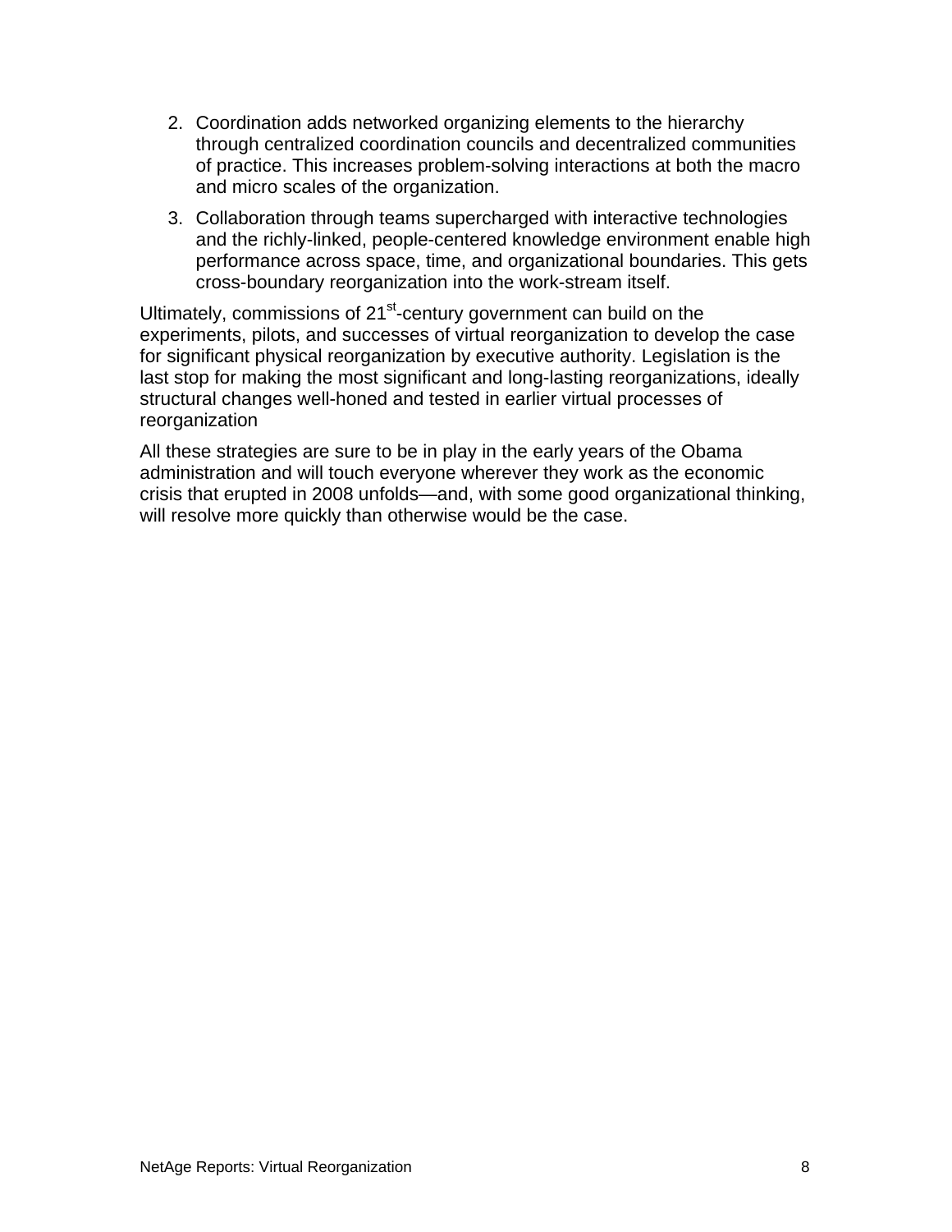2. Coordination adds networked organizing elements to the hierarchy through centralized coordination councils and decentralized communities of practice. This increases problem-solving interactions at both the macro and micro scales of the organization.
3. Collaboration through teams supercharged with interactive technologies and the richly-linked, people-centered knowledge environment enable high performance across space, time, and organizational boundaries. This gets cross-boundary reorganization into the work-stream itself.

Ultimately, commissions of 21st-century government can build on the experiments, pilots, and successes of virtual reorganization to develop the case for significant physical reorganization by executive authority. Legislation is the last stop for making the most significant and long-lasting reorganizations, ideally structural changes well-honed and tested in earlier virtual processes of reorganization

All these strategies are sure to be in play in the early years of the Obama administration and will touch everyone wherever they work as the economic crisis that erupted in 2008 unfolds—and, with some good organizational thinking, will resolve more quickly than otherwise would be the case.